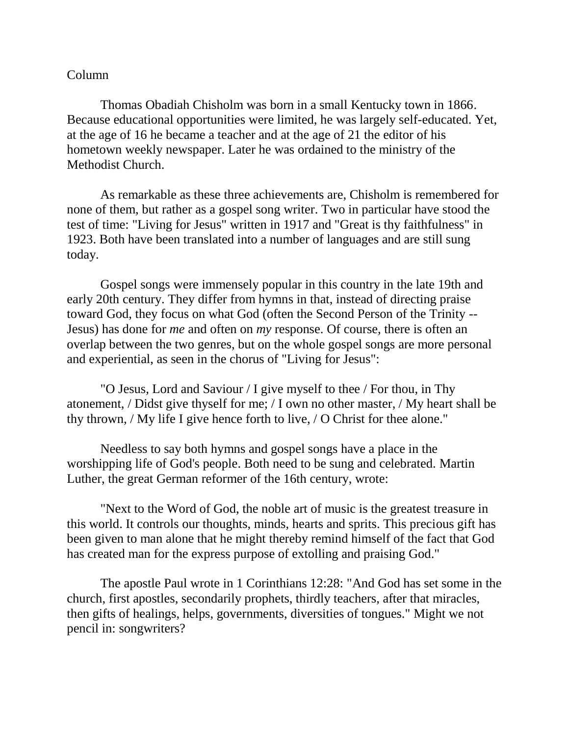Column

Thomas Obadiah Chisholm was born in a small Kentucky town in 1866. Because educational opportunities were limited, he was largely self-educated. Yet, at the age of 16 he became a teacher and at the age of 21 the editor of his hometown weekly newspaper. Later he was ordained to the ministry of the Methodist Church.

As remarkable as these three achievements are, Chisholm is remembered for none of them, but rather as a gospel song writer. Two in particular have stood the test of time: "Living for Jesus" written in 1917 and "Great is thy faithfulness" in 1923. Both have been translated into a number of languages and are still sung today.

Gospel songs were immensely popular in this country in the late 19th and early 20th century. They differ from hymns in that, instead of directing praise toward God, they focus on what God (often the Second Person of the Trinity -- Jesus) has done for *me* and often on *my* response. Of course, there is often an overlap between the two genres, but on the whole gospel songs are more personal and experiential, as seen in the chorus of "Living for Jesus":

"O Jesus, Lord and Saviour / I give myself to thee / For thou, in Thy atonement, / Didst give thyself for me; / I own no other master, / My heart shall be thy thrown, / My life I give hence forth to live, / O Christ for thee alone."

Needless to say both hymns and gospel songs have a place in the worshipping life of God's people. Both need to be sung and celebrated. Martin Luther, the great German reformer of the 16th century, wrote:

"Next to the Word of God, the noble art of music is the greatest treasure in this world. It controls our thoughts, minds, hearts and sprits. This precious gift has been given to man alone that he might thereby remind himself of the fact that God has created man for the express purpose of extolling and praising God."

The apostle Paul wrote in 1 Corinthians 12:28: "And God has set some in the church, first apostles, secondarily prophets, thirdly teachers, after that miracles, then gifts of healings, helps, governments, diversities of tongues." Might we not pencil in: songwriters?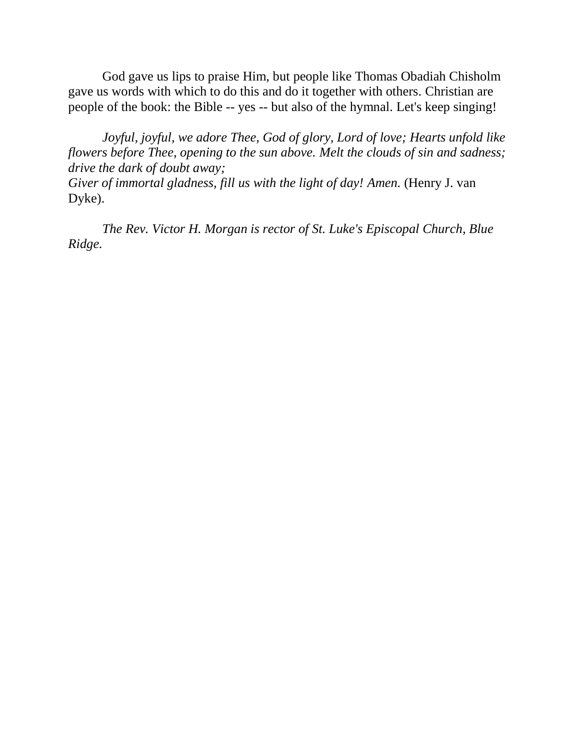God gave us lips to praise Him, but people like Thomas Obadiah Chisholm gave us words with which to do this and do it together with others. Christian are people of the book: the Bible -- yes -- but also of the hymnal. Let's keep singing!

*Joyful, joyful, we adore Thee, God of glory, Lord of love; Hearts unfold like flowers before Thee, opening to the sun above. Melt the clouds of sin and sadness; drive the dark of doubt away;*
*Giver of immortal gladness, fill us with the light of day! Amen.* (Henry J. van Dyke).

*The Rev. Victor H. Morgan is rector of St. Luke's Episcopal Church, Blue Ridge.*